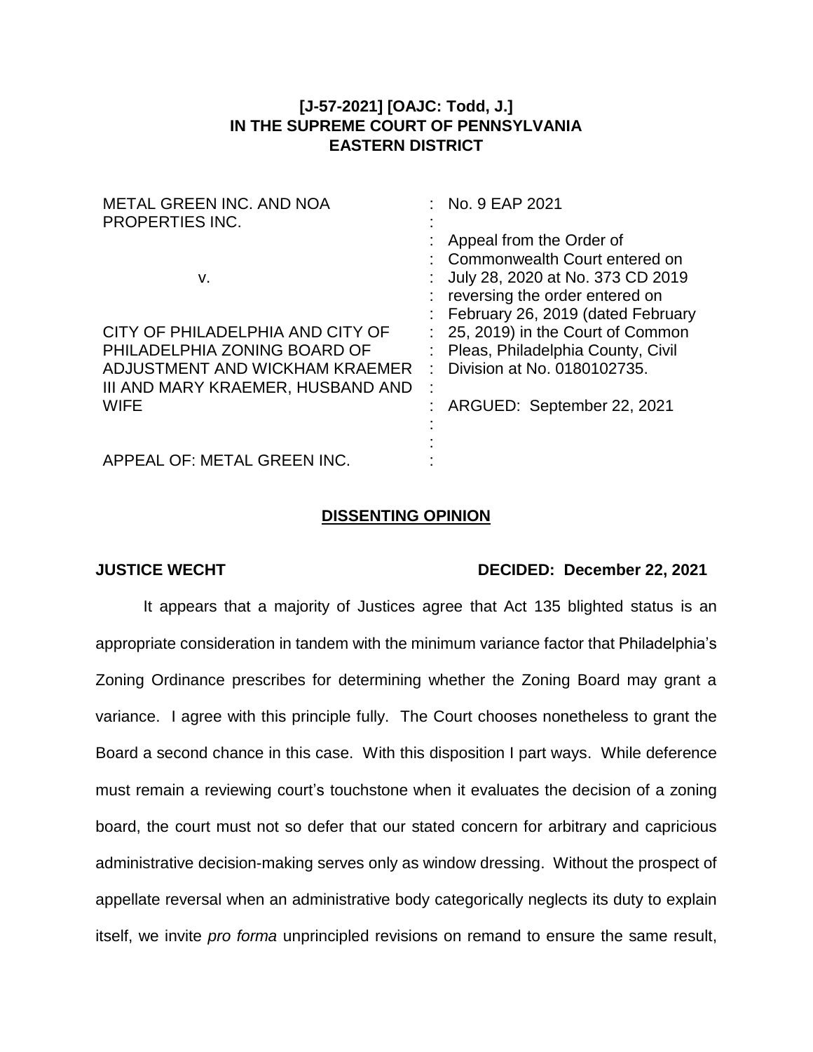**[J-57-2021] [OAJC: Todd, J.]**
**IN THE SUPREME COURT OF PENNSYLVANIA**
**EASTERN DISTRICT**

| | |
|---|---|
| METAL GREEN INC. AND NOA PROPERTIES INC. | No. 9 EAP 2021 |
| v. | Appeal from the Order of Commonwealth Court entered on July 28, 2020 at No. 373 CD 2019 reversing the order entered on February 26, 2019 (dated February 25, 2019) in the Court of Common Pleas, Philadelphia County, Civil Division at No. 0180102735. |
| CITY OF PHILADELPHIA AND CITY OF PHILADELPHIA ZONING BOARD OF ADJUSTMENT AND WICKHAM KRAEMER III AND MARY KRAEMER, HUSBAND AND WIFE | ARGUED: September 22, 2021 |
| APPEAL OF: METAL GREEN INC. | |

## DISSENTING OPINION

**JUSTICE WECHT** **DECIDED: December 22, 2021**

It appears that a majority of Justices agree that Act 135 blighted status is an appropriate consideration in tandem with the minimum variance factor that Philadelphia's Zoning Ordinance prescribes for determining whether the Zoning Board may grant a variance. I agree with this principle fully. The Court chooses nonetheless to grant the Board a second chance in this case. With this disposition I part ways. While deference must remain a reviewing court's touchstone when it evaluates the decision of a zoning board, the court must not so defer that our stated concern for arbitrary and capricious administrative decision-making serves only as window dressing. Without the prospect of appellate reversal when an administrative body categorically neglects its duty to explain itself, we invite *pro forma* unprincipled revisions on remand to ensure the same result,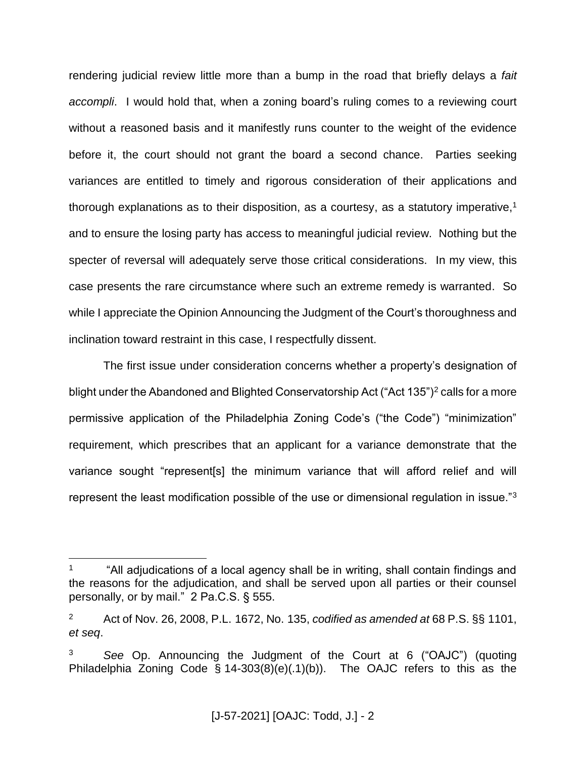rendering judicial review little more than a bump in the road that briefly delays a *fait accompli*. I would hold that, when a zoning board's ruling comes to a reviewing court without a reasoned basis and it manifestly runs counter to the weight of the evidence before it, the court should not grant the board a second chance. Parties seeking variances are entitled to timely and rigorous consideration of their applications and thorough explanations as to their disposition, as a courtesy, as a statutory imperative,[1] and to ensure the losing party has access to meaningful judicial review. Nothing but the specter of reversal will adequately serve those critical considerations. In my view, this case presents the rare circumstance where such an extreme remedy is warranted. So while I appreciate the Opinion Announcing the Judgment of the Court's thoroughness and inclination toward restraint in this case, I respectfully dissent.

The first issue under consideration concerns whether a property's designation of blight under the Abandoned and Blighted Conservatorship Act ("Act 135")[2] calls for a more permissive application of the Philadelphia Zoning Code's ("the Code") "minimization" requirement, which prescribes that an applicant for a variance demonstrate that the variance sought "represent[s] the minimum variance that will afford relief and will represent the least modification possible of the use or dimensional regulation in issue."[3]

---

[1] "All adjudications of a local agency shall be in writing, shall contain findings and the reasons for the adjudication, and shall be served upon all parties or their counsel personally, or by mail." 2 Pa.C.S. § 555.

[2] Act of Nov. 26, 2008, P.L. 1672, No. 135, *codified as amended at* 68 P.S. §§ 1101, *et seq*.

[3] *See* Op. Announcing the Judgment of the Court at 6 ("OAJC") (quoting Philadelphia Zoning Code § 14-303(8)(e)(.1)(b)). The OAJC refers to this as the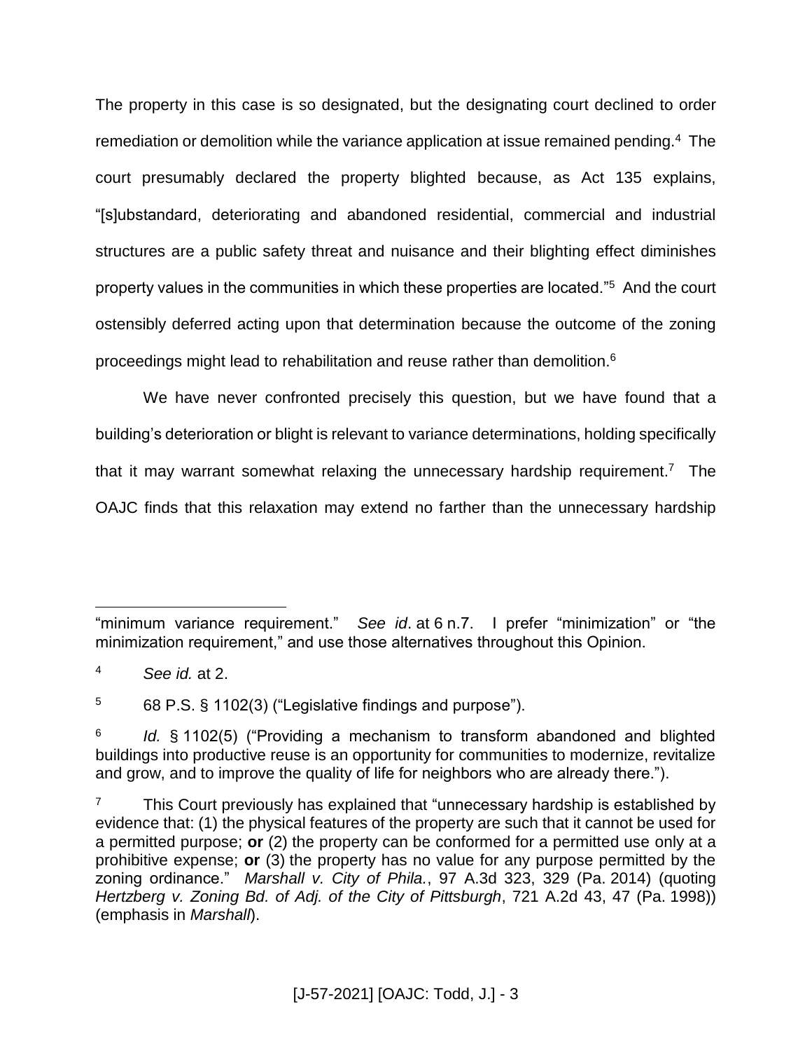The property in this case is so designated, but the designating court declined to order remediation or demolition while the variance application at issue remained pending.[4] The court presumably declared the property blighted because, as Act 135 explains, "[s]ubstandard, deteriorating and abandoned residential, commercial and industrial structures are a public safety threat and nuisance and their blighting effect diminishes property values in the communities in which these properties are located."[5] And the court ostensibly deferred acting upon that determination because the outcome of the zoning proceedings might lead to rehabilitation and reuse rather than demolition.[6]

We have never confronted precisely this question, but we have found that a building's deterioration or blight is relevant to variance determinations, holding specifically that it may warrant somewhat relaxing the unnecessary hardship requirement.[7] The OAJC finds that this relaxation may extend no farther than the unnecessary hardship

---

"minimum variance requirement." *See id*. at 6 n.7. I prefer "minimization" or "the minimization requirement," and use those alternatives throughout this Opinion.

[4] *See id.* at 2.

[5] 68 P.S. § 1102(3) ("Legislative findings and purpose").

[6] *Id.* § 1102(5) ("Providing a mechanism to transform abandoned and blighted buildings into productive reuse is an opportunity for communities to modernize, revitalize and grow, and to improve the quality of life for neighbors who are already there.").

[7] This Court previously has explained that "unnecessary hardship is established by evidence that: (1) the physical features of the property are such that it cannot be used for a permitted purpose; **or** (2) the property can be conformed for a permitted use only at a prohibitive expense; **or** (3) the property has no value for any purpose permitted by the zoning ordinance." *Marshall v. City of Phila.*, 97 A.3d 323, 329 (Pa. 2014) (quoting *Hertzberg v. Zoning Bd. of Adj. of the City of Pittsburgh*, 721 A.2d 43, 47 (Pa. 1998)) (emphasis in *Marshall*).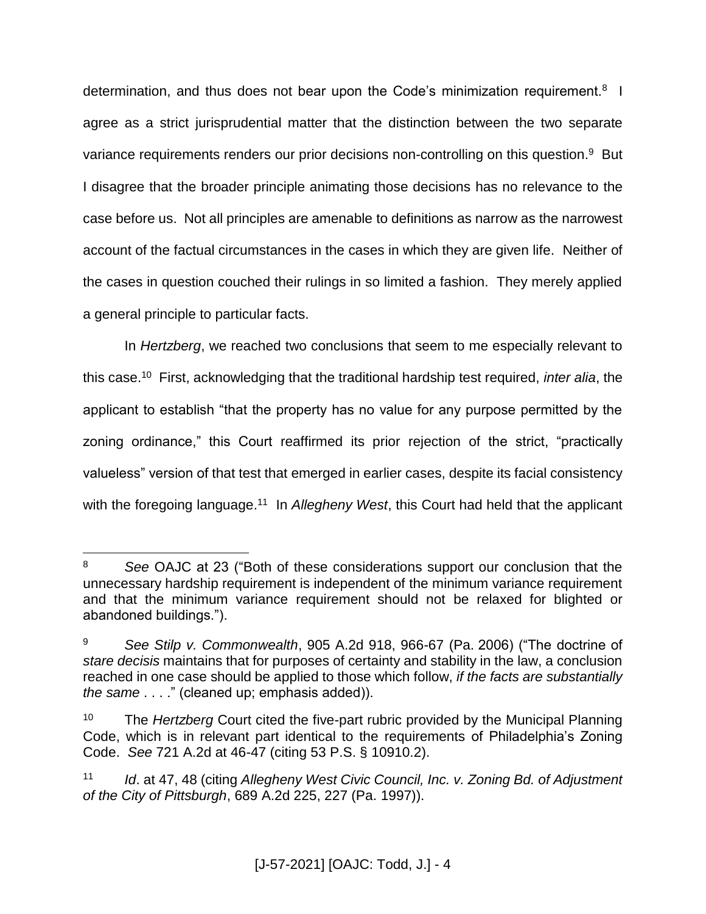determination, and thus does not bear upon the Code's minimization requirement.[8] I agree as a strict jurisprudential matter that the distinction between the two separate variance requirements renders our prior decisions non-controlling on this question.[9] But I disagree that the broader principle animating those decisions has no relevance to the case before us. Not all principles are amenable to definitions as narrow as the narrowest account of the factual circumstances in the cases in which they are given life. Neither of the cases in question couched their rulings in so limited a fashion. They merely applied a general principle to particular facts.

In *Hertzberg*, we reached two conclusions that seem to me especially relevant to this case.[10] First, acknowledging that the traditional hardship test required, *inter alia*, the applicant to establish "that the property has no value for any purpose permitted by the zoning ordinance," this Court reaffirmed its prior rejection of the strict, "practically valueless" version of that test that emerged in earlier cases, despite its facial consistency with the foregoing language.[11] In *Allegheny West*, this Court had held that the applicant

---

[8] *See* OAJC at 23 ("Both of these considerations support our conclusion that the unnecessary hardship requirement is independent of the minimum variance requirement and that the minimum variance requirement should not be relaxed for blighted or abandoned buildings.").

[9] *See Stilp v. Commonwealth*, 905 A.2d 918, 966-67 (Pa. 2006) ("The doctrine of *stare decisis* maintains that for purposes of certainty and stability in the law, a conclusion reached in one case should be applied to those which follow, *if the facts are substantially the same* . . . ." (cleaned up; emphasis added)).

[10] The *Hertzberg* Court cited the five-part rubric provided by the Municipal Planning Code, which is in relevant part identical to the requirements of Philadelphia's Zoning Code. *See* 721 A.2d at 46-47 (citing 53 P.S. § 10910.2).

[11] *Id*. at 47, 48 (citing *Allegheny West Civic Council, Inc. v. Zoning Bd. of Adjustment of the City of Pittsburgh*, 689 A.2d 225, 227 (Pa. 1997)).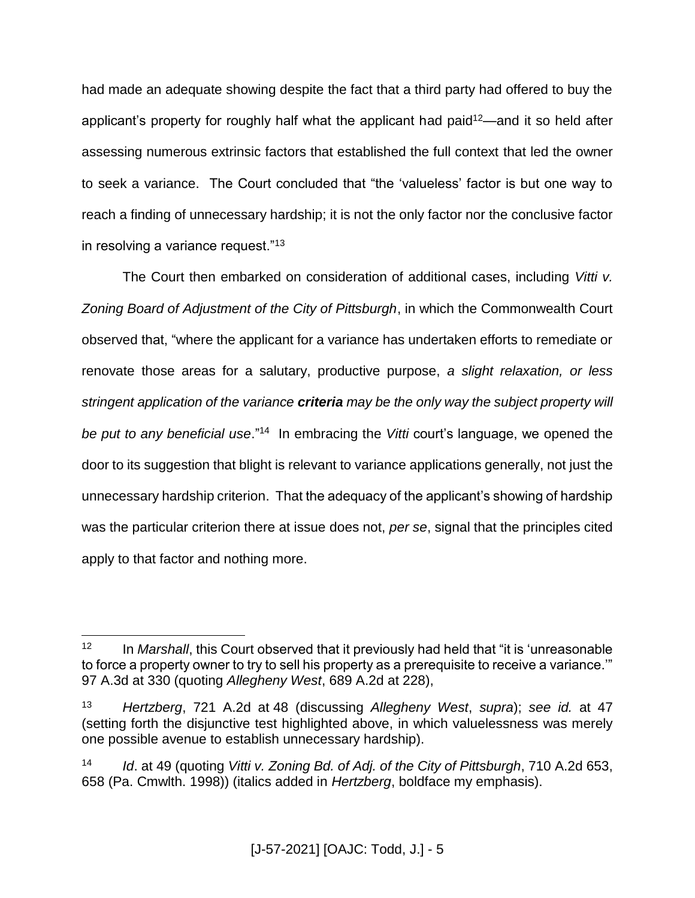had made an adequate showing despite the fact that a third party had offered to buy the applicant's property for roughly half what the applicant had paid[12]—and it so held after assessing numerous extrinsic factors that established the full context that led the owner to seek a variance. The Court concluded that "the 'valueless' factor is but one way to reach a finding of unnecessary hardship; it is not the only factor nor the conclusive factor in resolving a variance request."[13]

The Court then embarked on consideration of additional cases, including *Vitti v. Zoning Board of Adjustment of the City of Pittsburgh*, in which the Commonwealth Court observed that, "where the applicant for a variance has undertaken efforts to remediate or renovate those areas for a salutary, productive purpose, *a slight relaxation, or less stringent application of the variance* ***criteria*** *may be the only way the subject property will be put to any beneficial use*."[14] In embracing the *Vitti* court's language, we opened the door to its suggestion that blight is relevant to variance applications generally, not just the unnecessary hardship criterion. That the adequacy of the applicant's showing of hardship was the particular criterion there at issue does not, *per se*, signal that the principles cited apply to that factor and nothing more.

---

[12] In *Marshall*, this Court observed that it previously had held that "it is 'unreasonable to force a property owner to try to sell his property as a prerequisite to receive a variance.'" 97 A.3d at 330 (quoting *Allegheny West*, 689 A.2d at 228),

[13] *Hertzberg*, 721 A.2d at 48 (discussing *Allegheny West*, *supra*); *see id.* at 47 (setting forth the disjunctive test highlighted above, in which valuelessness was merely one possible avenue to establish unnecessary hardship).

[14] *Id*. at 49 (quoting *Vitti v. Zoning Bd. of Adj. of the City of Pittsburgh*, 710 A.2d 653, 658 (Pa. Cmwlth. 1998)) (italics added in *Hertzberg*, boldface my emphasis).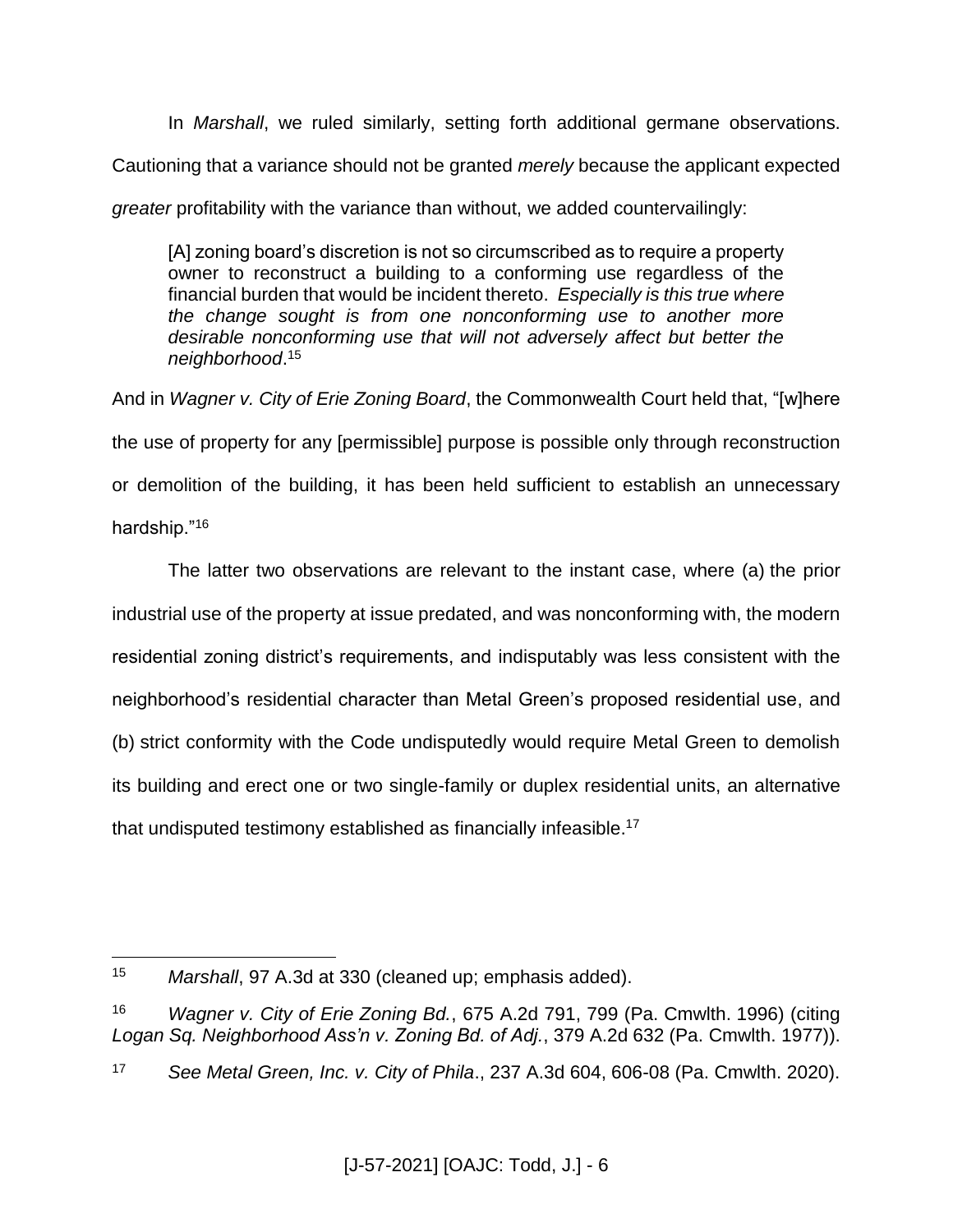In *Marshall*, we ruled similarly, setting forth additional germane observations. Cautioning that a variance should not be granted *merely* because the applicant expected *greater* profitability with the variance than without, we added countervailingly:

> [A] zoning board's discretion is not so circumscribed as to require a property owner to reconstruct a building to a conforming use regardless of the financial burden that would be incident thereto. *Especially is this true where the change sought is from one nonconforming use to another more desirable nonconforming use that will not adversely affect but better the neighborhood*.[15]

And in *Wagner v. City of Erie Zoning Board*, the Commonwealth Court held that, "[w]here the use of property for any [permissible] purpose is possible only through reconstruction or demolition of the building, it has been held sufficient to establish an unnecessary hardship."[16]

The latter two observations are relevant to the instant case, where (a) the prior industrial use of the property at issue predated, and was nonconforming with, the modern residential zoning district's requirements, and indisputably was less consistent with the neighborhood's residential character than Metal Green's proposed residential use, and (b) strict conformity with the Code undisputedly would require Metal Green to demolish its building and erect one or two single-family or duplex residential units, an alternative that undisputed testimony established as financially infeasible.[17]

---

[15] *Marshall*, 97 A.3d at 330 (cleaned up; emphasis added).

[16] *Wagner v. City of Erie Zoning Bd.*, 675 A.2d 791, 799 (Pa. Cmwlth. 1996) (citing *Logan Sq. Neighborhood Ass'n v. Zoning Bd. of Adj.*, 379 A.2d 632 (Pa. Cmwlth. 1977)).

[17] *See Metal Green, Inc. v. City of Phila*., 237 A.3d 604, 606-08 (Pa. Cmwlth. 2020).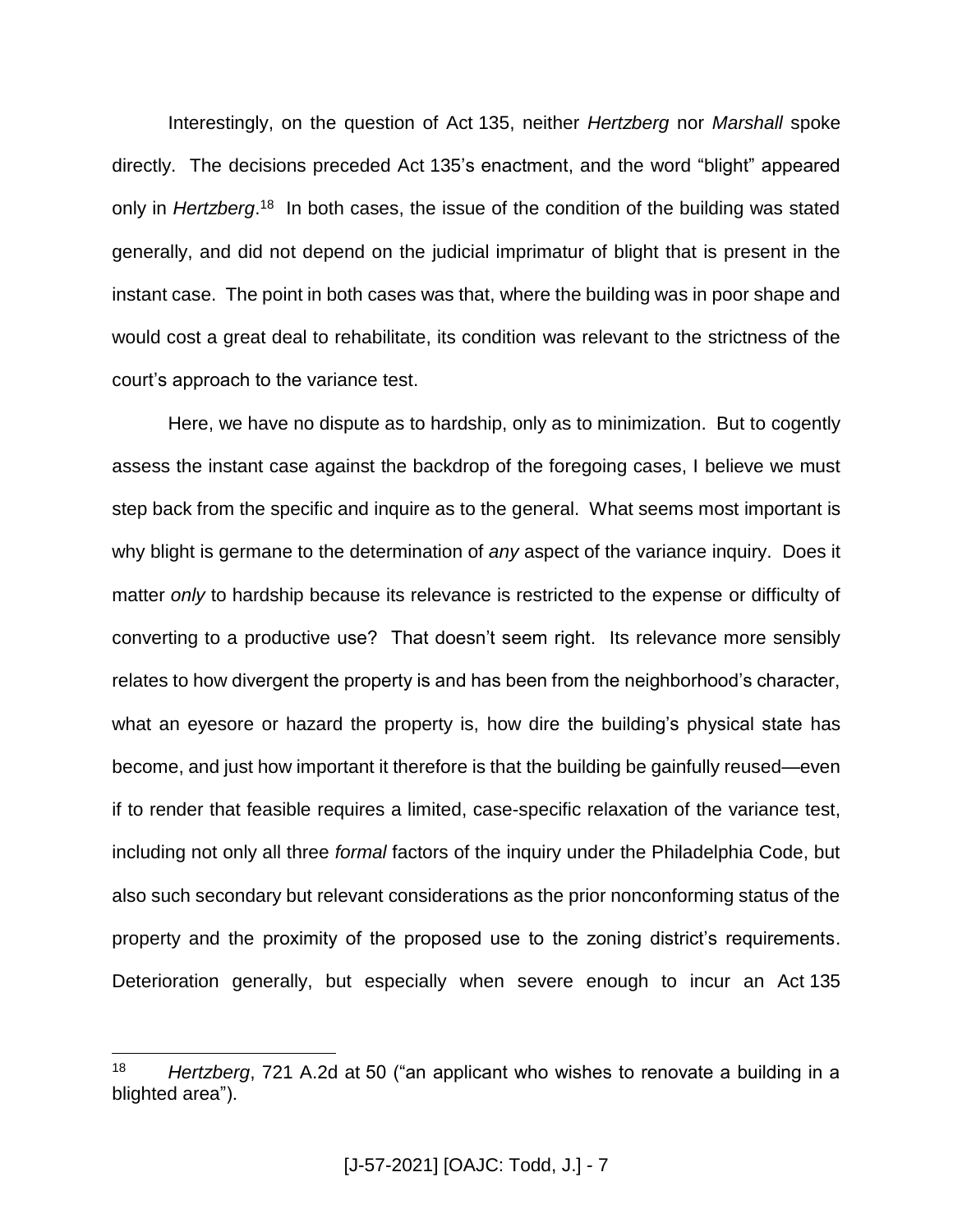Interestingly, on the question of Act 135, neither *Hertzberg* nor *Marshall* spoke directly. The decisions preceded Act 135's enactment, and the word "blight" appeared only in *Hertzberg*.[18] In both cases, the issue of the condition of the building was stated generally, and did not depend on the judicial imprimatur of blight that is present in the instant case. The point in both cases was that, where the building was in poor shape and would cost a great deal to rehabilitate, its condition was relevant to the strictness of the court's approach to the variance test.

Here, we have no dispute as to hardship, only as to minimization. But to cogently assess the instant case against the backdrop of the foregoing cases, I believe we must step back from the specific and inquire as to the general. What seems most important is why blight is germane to the determination of *any* aspect of the variance inquiry. Does it matter *only* to hardship because its relevance is restricted to the expense or difficulty of converting to a productive use? That doesn't seem right. Its relevance more sensibly relates to how divergent the property is and has been from the neighborhood's character, what an eyesore or hazard the property is, how dire the building's physical state has become, and just how important it therefore is that the building be gainfully reused—even if to render that feasible requires a limited, case-specific relaxation of the variance test, including not only all three *formal* factors of the inquiry under the Philadelphia Code, but also such secondary but relevant considerations as the prior nonconforming status of the property and the proximity of the proposed use to the zoning district's requirements. Deterioration generally, but especially when severe enough to incur an Act 135

---

[18] *Hertzberg*, 721 A.2d at 50 ("an applicant who wishes to renovate a building in a blighted area").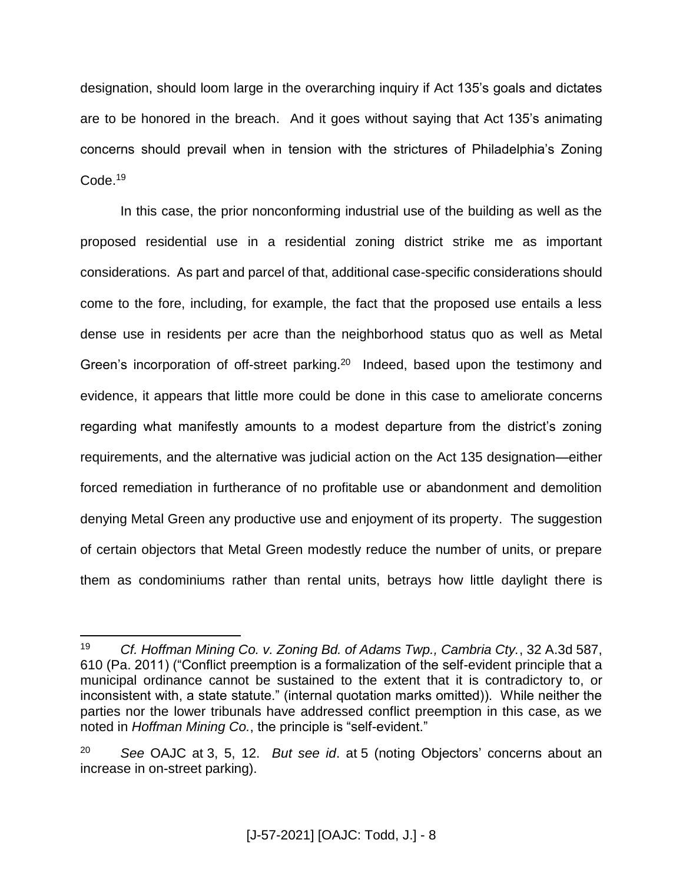designation, should loom large in the overarching inquiry if Act 135's goals and dictates are to be honored in the breach. And it goes without saying that Act 135's animating concerns should prevail when in tension with the strictures of Philadelphia's Zoning Code.[19]

In this case, the prior nonconforming industrial use of the building as well as the proposed residential use in a residential zoning district strike me as important considerations. As part and parcel of that, additional case-specific considerations should come to the fore, including, for example, the fact that the proposed use entails a less dense use in residents per acre than the neighborhood status quo as well as Metal Green's incorporation of off-street parking.[20] Indeed, based upon the testimony and evidence, it appears that little more could be done in this case to ameliorate concerns regarding what manifestly amounts to a modest departure from the district's zoning requirements, and the alternative was judicial action on the Act 135 designation—either forced remediation in furtherance of no profitable use or abandonment and demolition denying Metal Green any productive use and enjoyment of its property. The suggestion of certain objectors that Metal Green modestly reduce the number of units, or prepare them as condominiums rather than rental units, betrays how little daylight there is

---

[19] *Cf. Hoffman Mining Co. v. Zoning Bd. of Adams Twp., Cambria Cty.*, 32 A.3d 587, 610 (Pa. 2011) ("Conflict preemption is a formalization of the self-evident principle that a municipal ordinance cannot be sustained to the extent that it is contradictory to, or inconsistent with, a state statute." (internal quotation marks omitted)). While neither the parties nor the lower tribunals have addressed conflict preemption in this case, as we noted in *Hoffman Mining Co.*, the principle is "self-evident."

[20] *See* OAJC at 3, 5, 12. *But see id*. at 5 (noting Objectors' concerns about an increase in on-street parking).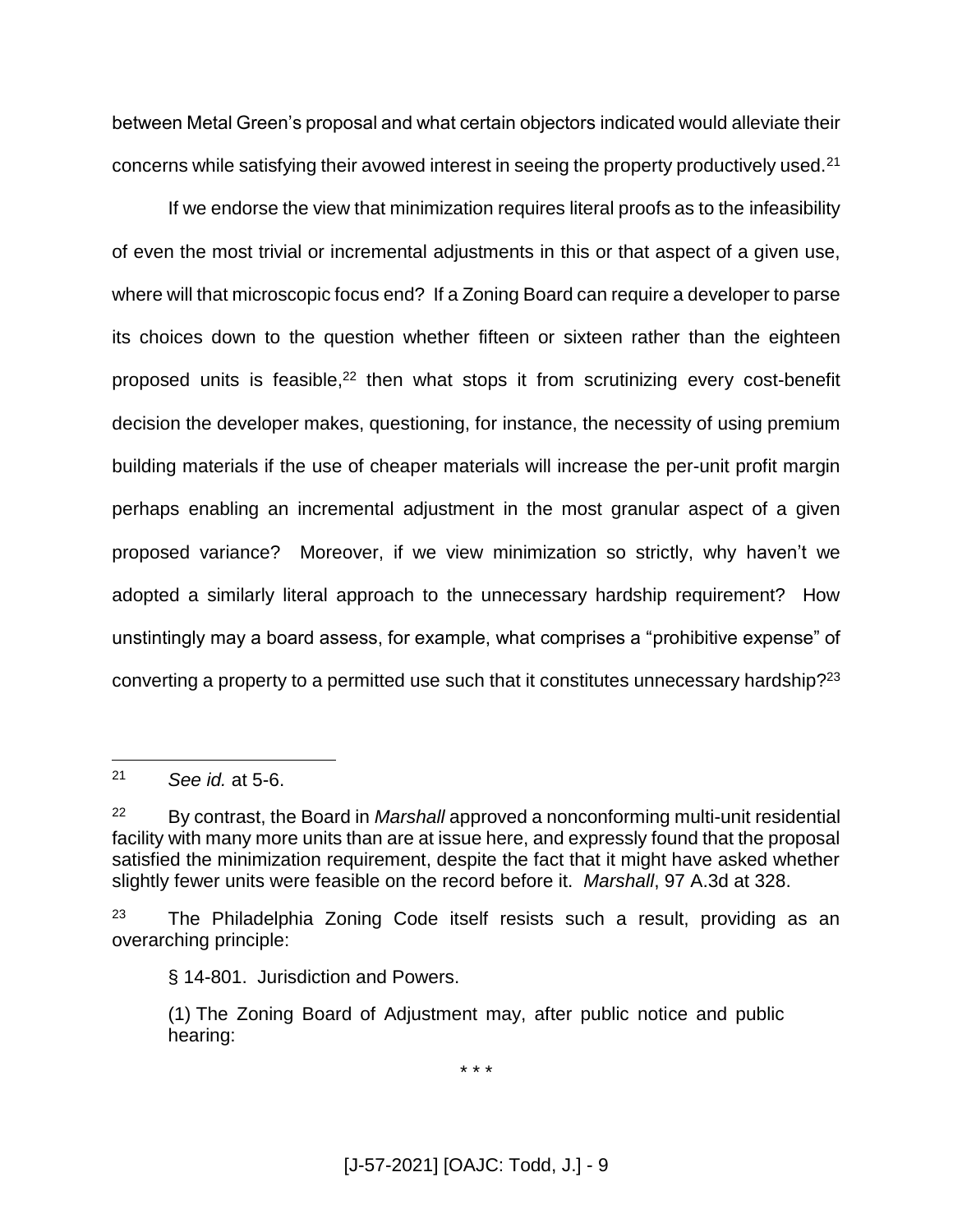between Metal Green's proposal and what certain objectors indicated would alleviate their concerns while satisfying their avowed interest in seeing the property productively used.[21]

If we endorse the view that minimization requires literal proofs as to the infeasibility of even the most trivial or incremental adjustments in this or that aspect of a given use, where will that microscopic focus end? If a Zoning Board can require a developer to parse its choices down to the question whether fifteen or sixteen rather than the eighteen proposed units is feasible,[22] then what stops it from scrutinizing every cost-benefit decision the developer makes, questioning, for instance, the necessity of using premium building materials if the use of cheaper materials will increase the per-unit profit margin perhaps enabling an incremental adjustment in the most granular aspect of a given proposed variance? Moreover, if we view minimization so strictly, why haven't we adopted a similarly literal approach to the unnecessary hardship requirement? How unstintingly may a board assess, for example, what comprises a "prohibitive expense" of converting a property to a permitted use such that it constitutes unnecessary hardship?[23]

---

[21] *See id.* at 5-6.

[22] By contrast, the Board in *Marshall* approved a nonconforming multi-unit residential facility with many more units than are at issue here, and expressly found that the proposal satisfied the minimization requirement, despite the fact that it might have asked whether slightly fewer units were feasible on the record before it. *Marshall*, 97 A.3d at 328.

[23] The Philadelphia Zoning Code itself resists such a result, providing as an overarching principle:

> § 14-801. Jurisdiction and Powers.
>
> (1) The Zoning Board of Adjustment may, after public notice and public hearing:
>
> \* \* \*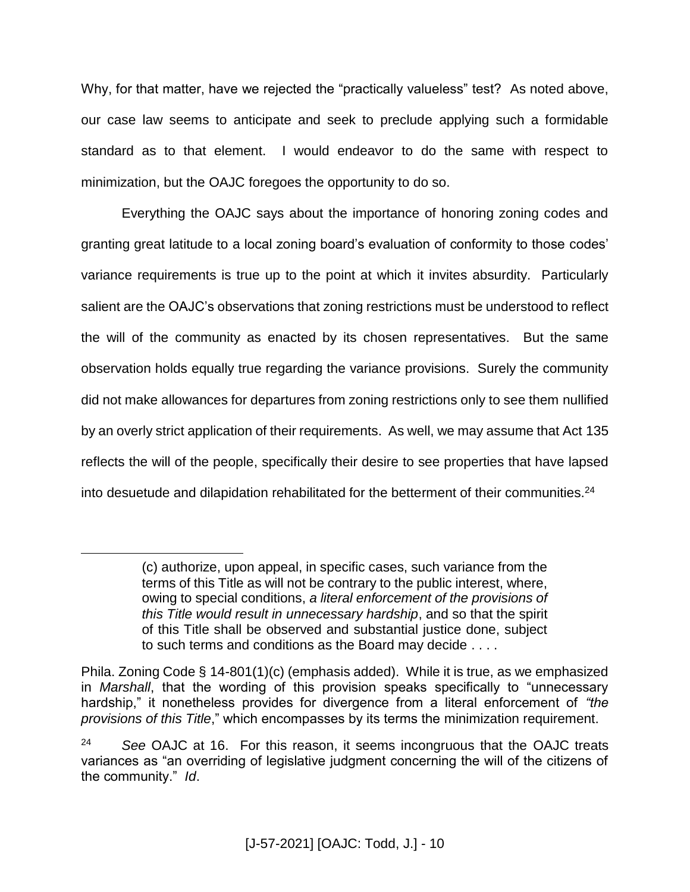Why, for that matter, have we rejected the "practically valueless" test? As noted above, our case law seems to anticipate and seek to preclude applying such a formidable standard as to that element. I would endeavor to do the same with respect to minimization, but the OAJC foregoes the opportunity to do so.

Everything the OAJC says about the importance of honoring zoning codes and granting great latitude to a local zoning board's evaluation of conformity to those codes' variance requirements is true up to the point at which it invites absurdity. Particularly salient are the OAJC's observations that zoning restrictions must be understood to reflect the will of the community as enacted by its chosen representatives. But the same observation holds equally true regarding the variance provisions. Surely the community did not make allowances for departures from zoning restrictions only to see them nullified by an overly strict application of their requirements. As well, we may assume that Act 135 reflects the will of the people, specifically their desire to see properties that have lapsed into desuetude and dilapidation rehabilitated for the betterment of their communities.[24]

---

> (c) authorize, upon appeal, in specific cases, such variance from the terms of this Title as will not be contrary to the public interest, where, owing to special conditions, *a literal enforcement of the provisions of this Title would result in unnecessary hardship*, and so that the spirit of this Title shall be observed and substantial justice done, subject to such terms and conditions as the Board may decide . . . .

Phila. Zoning Code § 14-801(1)(c) (emphasis added). While it is true, as we emphasized in *Marshall*, that the wording of this provision speaks specifically to "unnecessary hardship," it nonetheless provides for divergence from a literal enforcement of *"the provisions of this Title*," which encompasses by its terms the minimization requirement.

[24] *See* OAJC at 16. For this reason, it seems incongruous that the OAJC treats variances as "an overriding of legislative judgment concerning the will of the citizens of the community." *Id*.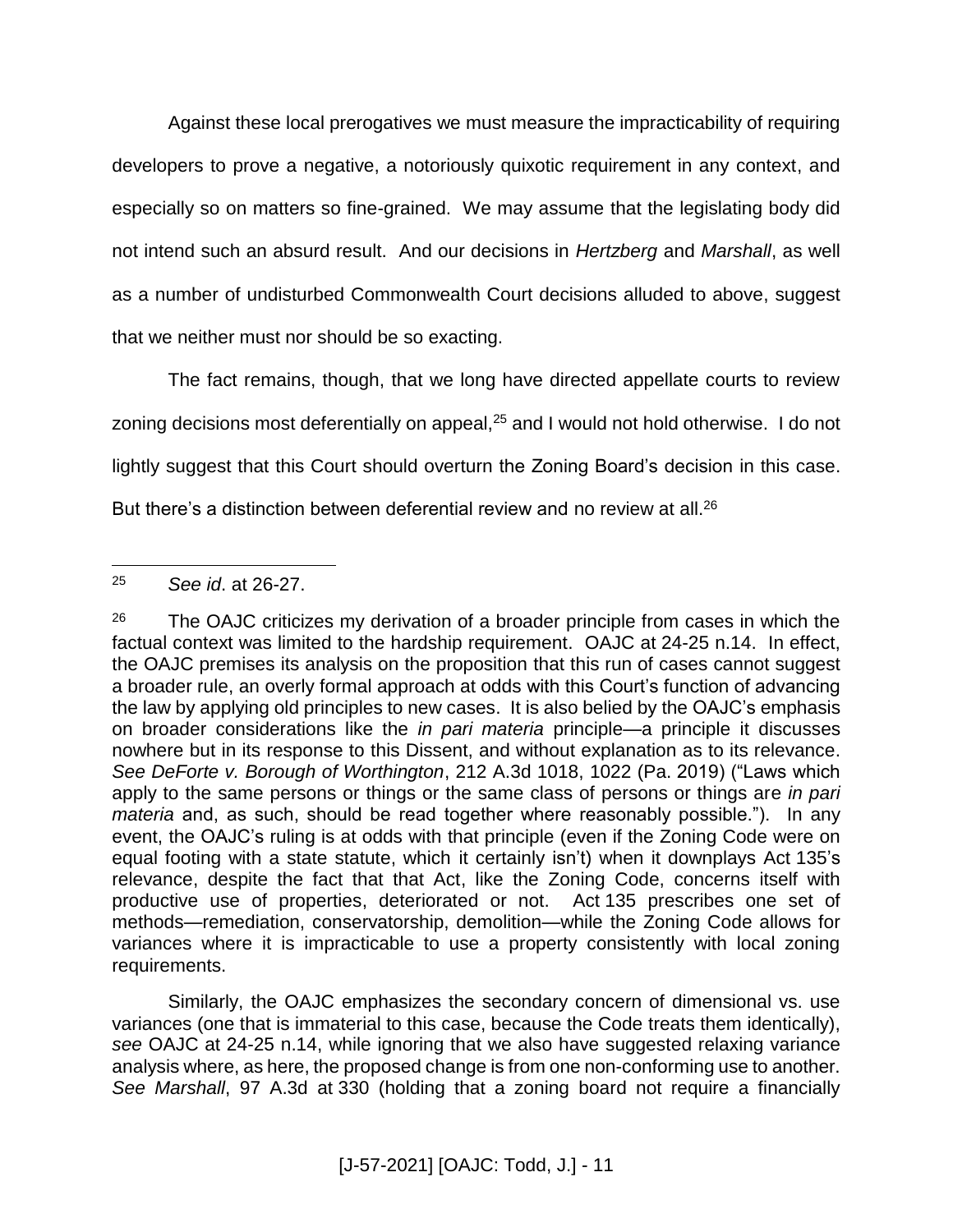Against these local prerogatives we must measure the impracticability of requiring developers to prove a negative, a notoriously quixotic requirement in any context, and especially so on matters so fine-grained. We may assume that the legislating body did not intend such an absurd result. And our decisions in *Hertzberg* and *Marshall*, as well as a number of undisturbed Commonwealth Court decisions alluded to above, suggest that we neither must nor should be so exacting.

The fact remains, though, that we long have directed appellate courts to review zoning decisions most deferentially on appeal,[25] and I would not hold otherwise. I do not lightly suggest that this Court should overturn the Zoning Board's decision in this case. But there's a distinction between deferential review and no review at all.[26]

---

[25] *See id*. at 26-27.

[26] The OAJC criticizes my derivation of a broader principle from cases in which the factual context was limited to the hardship requirement. OAJC at 24-25 n.14. In effect, the OAJC premises its analysis on the proposition that this run of cases cannot suggest a broader rule, an overly formal approach at odds with this Court's function of advancing the law by applying old principles to new cases. It is also belied by the OAJC's emphasis on broader considerations like the *in pari materia* principle—a principle it discusses nowhere but in its response to this Dissent, and without explanation as to its relevance. *See DeForte v. Borough of Worthington*, 212 A.3d 1018, 1022 (Pa. 2019) ("Laws which apply to the same persons or things or the same class of persons or things are *in pari materia* and, as such, should be read together where reasonably possible."). In any event, the OAJC's ruling is at odds with that principle (even if the Zoning Code were on equal footing with a state statute, which it certainly isn't) when it downplays Act 135's relevance, despite the fact that that Act, like the Zoning Code, concerns itself with productive use of properties, deteriorated or not. Act 135 prescribes one set of methods—remediation, conservatorship, demolition—while the Zoning Code allows for variances where it is impracticable to use a property consistently with local zoning requirements.

Similarly, the OAJC emphasizes the secondary concern of dimensional vs. use variances (one that is immaterial to this case, because the Code treats them identically), *see* OAJC at 24-25 n.14, while ignoring that we also have suggested relaxing variance analysis where, as here, the proposed change is from one non-conforming use to another. *See Marshall*, 97 A.3d at 330 (holding that a zoning board not require a financially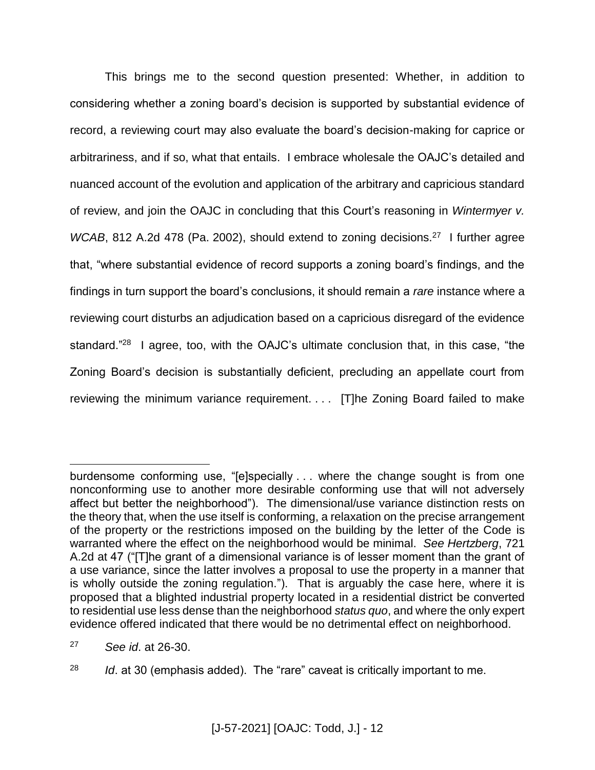This brings me to the second question presented: Whether, in addition to considering whether a zoning board's decision is supported by substantial evidence of record, a reviewing court may also evaluate the board's decision-making for caprice or arbitrariness, and if so, what that entails. I embrace wholesale the OAJC's detailed and nuanced account of the evolution and application of the arbitrary and capricious standard of review, and join the OAJC in concluding that this Court's reasoning in *Wintermyer v. WCAB*, 812 A.2d 478 (Pa. 2002), should extend to zoning decisions.[27] I further agree that, "where substantial evidence of record supports a zoning board's findings, and the findings in turn support the board's conclusions, it should remain a *rare* instance where a reviewing court disturbs an adjudication based on a capricious disregard of the evidence standard."[28] I agree, too, with the OAJC's ultimate conclusion that, in this case, "the Zoning Board's decision is substantially deficient, precluding an appellate court from reviewing the minimum variance requirement. . . . [T]he Zoning Board failed to make

---

burdensome conforming use, "[e]specially . . . where the change sought is from one nonconforming use to another more desirable conforming use that will not adversely affect but better the neighborhood"). The dimensional/use variance distinction rests on the theory that, when the use itself is conforming, a relaxation on the precise arrangement of the property or the restrictions imposed on the building by the letter of the Code is warranted where the effect on the neighborhood would be minimal. *See Hertzberg*, 721 A.2d at 47 ("[T]he grant of a dimensional variance is of lesser moment than the grant of a use variance, since the latter involves a proposal to use the property in a manner that is wholly outside the zoning regulation."). That is arguably the case here, where it is proposed that a blighted industrial property located in a residential district be converted to residential use less dense than the neighborhood *status quo*, and where the only expert evidence offered indicated that there would be no detrimental effect on neighborhood.

[27] *See id*. at 26-30.

[28] *Id*. at 30 (emphasis added). The "rare" caveat is critically important to me.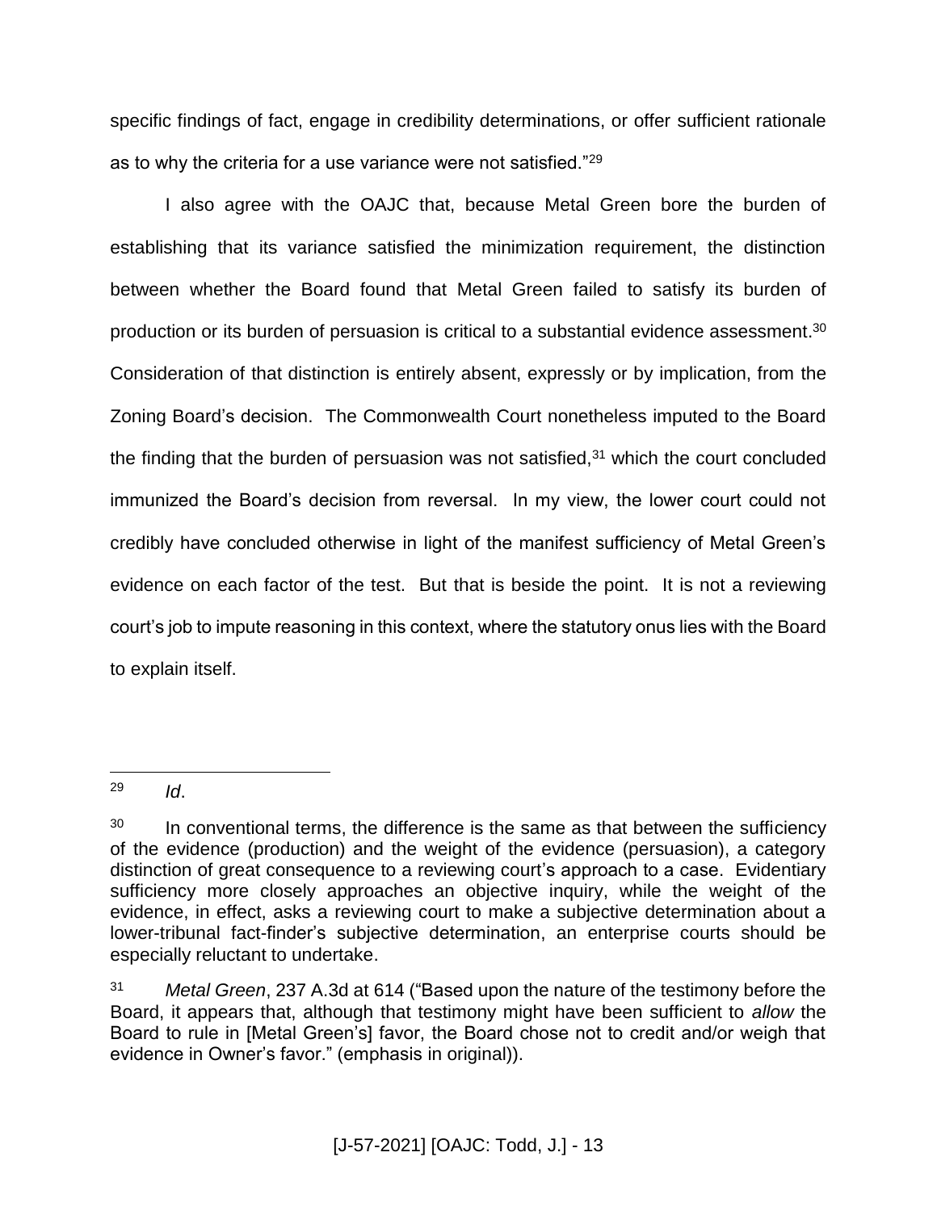specific findings of fact, engage in credibility determinations, or offer sufficient rationale as to why the criteria for a use variance were not satisfied."[29]

I also agree with the OAJC that, because Metal Green bore the burden of establishing that its variance satisfied the minimization requirement, the distinction between whether the Board found that Metal Green failed to satisfy its burden of production or its burden of persuasion is critical to a substantial evidence assessment.[30] Consideration of that distinction is entirely absent, expressly or by implication, from the Zoning Board's decision. The Commonwealth Court nonetheless imputed to the Board the finding that the burden of persuasion was not satisfied,[31] which the court concluded immunized the Board's decision from reversal. In my view, the lower court could not credibly have concluded otherwise in light of the manifest sufficiency of Metal Green's evidence on each factor of the test. But that is beside the point. It is not a reviewing court's job to impute reasoning in this context, where the statutory onus lies with the Board to explain itself.

---

[29] *Id*.

[30] In conventional terms, the difference is the same as that between the sufficiency of the evidence (production) and the weight of the evidence (persuasion), a category distinction of great consequence to a reviewing court's approach to a case. Evidentiary sufficiency more closely approaches an objective inquiry, while the weight of the evidence, in effect, asks a reviewing court to make a subjective determination about a lower-tribunal fact-finder's subjective determination, an enterprise courts should be especially reluctant to undertake.

[31] *Metal Green*, 237 A.3d at 614 ("Based upon the nature of the testimony before the Board, it appears that, although that testimony might have been sufficient to *allow* the Board to rule in [Metal Green's] favor, the Board chose not to credit and/or weigh that evidence in Owner's favor." (emphasis in original)).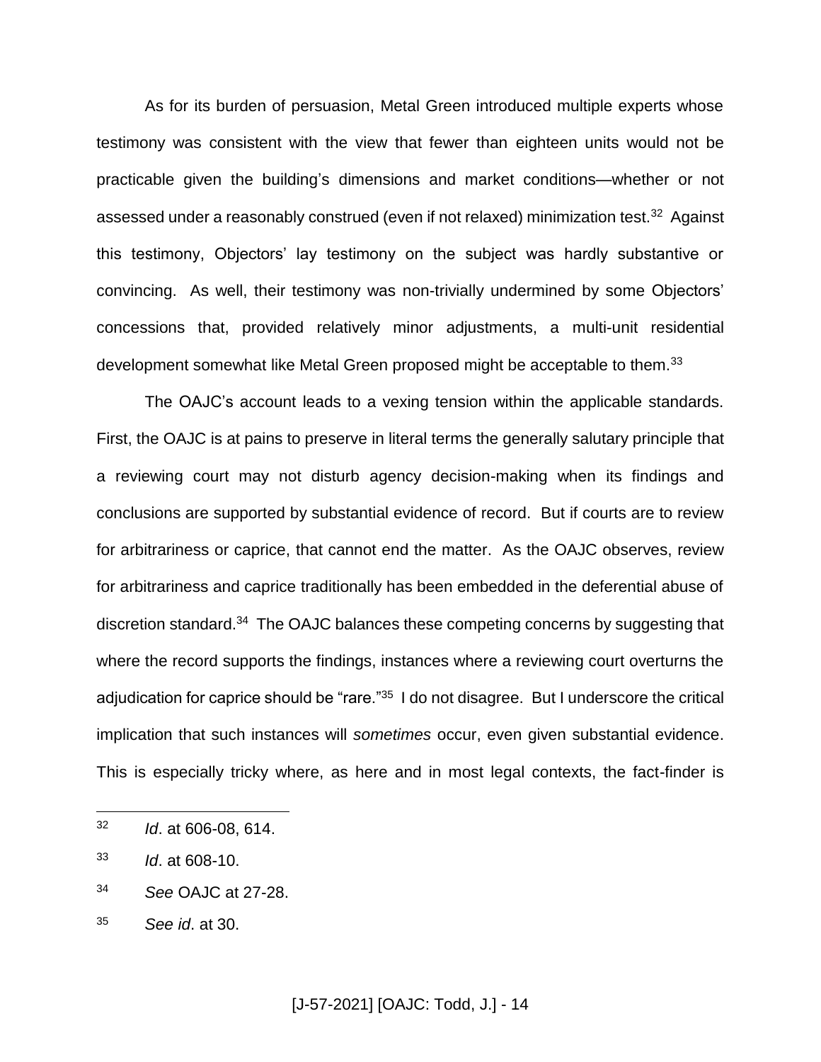As for its burden of persuasion, Metal Green introduced multiple experts whose testimony was consistent with the view that fewer than eighteen units would not be practicable given the building's dimensions and market conditions—whether or not assessed under a reasonably construed (even if not relaxed) minimization test.[32] Against this testimony, Objectors' lay testimony on the subject was hardly substantive or convincing. As well, their testimony was non-trivially undermined by some Objectors' concessions that, provided relatively minor adjustments, a multi-unit residential development somewhat like Metal Green proposed might be acceptable to them.[33]

The OAJC's account leads to a vexing tension within the applicable standards. First, the OAJC is at pains to preserve in literal terms the generally salutary principle that a reviewing court may not disturb agency decision-making when its findings and conclusions are supported by substantial evidence of record. But if courts are to review for arbitrariness or caprice, that cannot end the matter. As the OAJC observes, review for arbitrariness and caprice traditionally has been embedded in the deferential abuse of discretion standard.[34] The OAJC balances these competing concerns by suggesting that where the record supports the findings, instances where a reviewing court overturns the adjudication for caprice should be "rare."[35] I do not disagree. But I underscore the critical implication that such instances will *sometimes* occur, even given substantial evidence. This is especially tricky where, as here and in most legal contexts, the fact-finder is

---

[32] *Id*. at 606-08, 614.

[33] *Id*. at 608-10.

[34] *See* OAJC at 27-28.

[35] *See id*. at 30.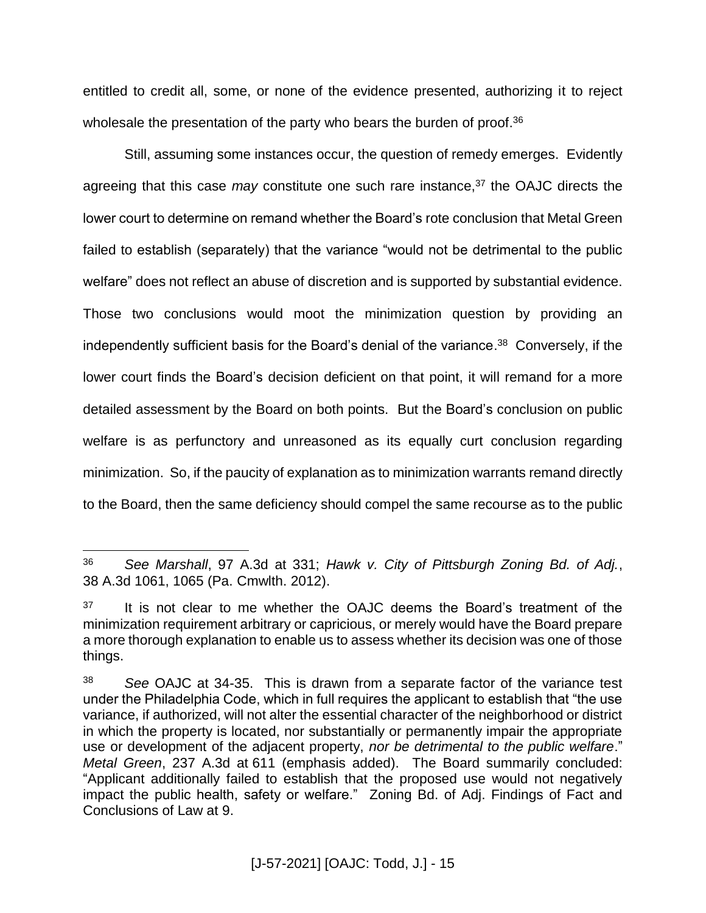entitled to credit all, some, or none of the evidence presented, authorizing it to reject wholesale the presentation of the party who bears the burden of proof.[36]

Still, assuming some instances occur, the question of remedy emerges. Evidently agreeing that this case *may* constitute one such rare instance,[37] the OAJC directs the lower court to determine on remand whether the Board's rote conclusion that Metal Green failed to establish (separately) that the variance "would not be detrimental to the public welfare" does not reflect an abuse of discretion and is supported by substantial evidence. Those two conclusions would moot the minimization question by providing an independently sufficient basis for the Board's denial of the variance.[38] Conversely, if the lower court finds the Board's decision deficient on that point, it will remand for a more detailed assessment by the Board on both points. But the Board's conclusion on public welfare is as perfunctory and unreasoned as its equally curt conclusion regarding minimization. So, if the paucity of explanation as to minimization warrants remand directly to the Board, then the same deficiency should compel the same recourse as to the public

---

[36] *See Marshall*, 97 A.3d at 331; *Hawk v. City of Pittsburgh Zoning Bd. of Adj.*, 38 A.3d 1061, 1065 (Pa. Cmwlth. 2012).

[37] It is not clear to me whether the OAJC deems the Board's treatment of the minimization requirement arbitrary or capricious, or merely would have the Board prepare a more thorough explanation to enable us to assess whether its decision was one of those things.

[38] *See* OAJC at 34-35. This is drawn from a separate factor of the variance test under the Philadelphia Code, which in full requires the applicant to establish that "the use variance, if authorized, will not alter the essential character of the neighborhood or district in which the property is located, nor substantially or permanently impair the appropriate use or development of the adjacent property, *nor be detrimental to the public welfare*." *Metal Green*, 237 A.3d at 611 (emphasis added). The Board summarily concluded: "Applicant additionally failed to establish that the proposed use would not negatively impact the public health, safety or welfare." Zoning Bd. of Adj. Findings of Fact and Conclusions of Law at 9.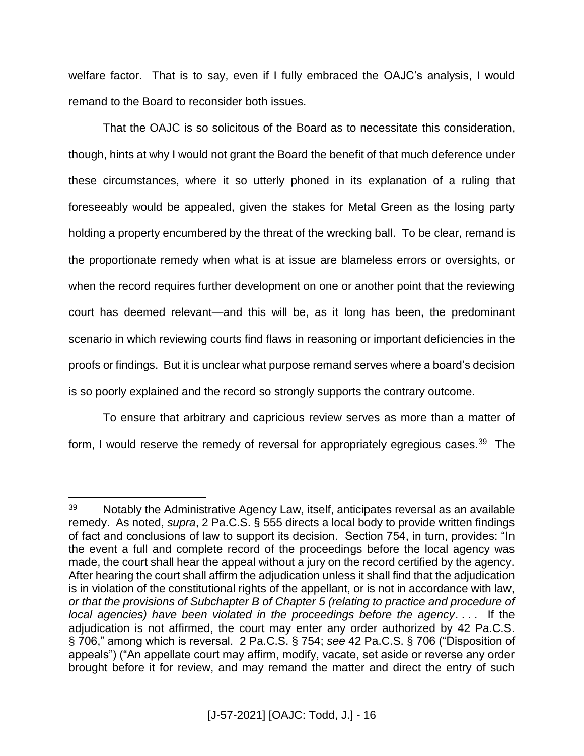welfare factor. That is to say, even if I fully embraced the OAJC's analysis, I would remand to the Board to reconsider both issues.

That the OAJC is so solicitous of the Board as to necessitate this consideration, though, hints at why I would not grant the Board the benefit of that much deference under these circumstances, where it so utterly phoned in its explanation of a ruling that foreseeably would be appealed, given the stakes for Metal Green as the losing party holding a property encumbered by the threat of the wrecking ball. To be clear, remand is the proportionate remedy when what is at issue are blameless errors or oversights, or when the record requires further development on one or another point that the reviewing court has deemed relevant—and this will be, as it long has been, the predominant scenario in which reviewing courts find flaws in reasoning or important deficiencies in the proofs or findings. But it is unclear what purpose remand serves where a board's decision is so poorly explained and the record so strongly supports the contrary outcome.

To ensure that arbitrary and capricious review serves as more than a matter of form, I would reserve the remedy of reversal for appropriately egregious cases.[39] The

---

[39] Notably the Administrative Agency Law, itself, anticipates reversal as an available remedy. As noted, *supra*, 2 Pa.C.S. § 555 directs a local body to provide written findings of fact and conclusions of law to support its decision. Section 754, in turn, provides: "In the event a full and complete record of the proceedings before the local agency was made, the court shall hear the appeal without a jury on the record certified by the agency. After hearing the court shall affirm the adjudication unless it shall find that the adjudication is in violation of the constitutional rights of the appellant, or is not in accordance with law, *or that the provisions of Subchapter B of Chapter 5 (relating to practice and procedure of local agencies) have been violated in the proceedings before the agency*. . . . If the adjudication is not affirmed, the court may enter any order authorized by 42 Pa.C.S. § 706," among which is reversal. 2 Pa.C.S. § 754; *see* 42 Pa.C.S. § 706 ("Disposition of appeals") ("An appellate court may affirm, modify, vacate, set aside or reverse any order brought before it for review, and may remand the matter and direct the entry of such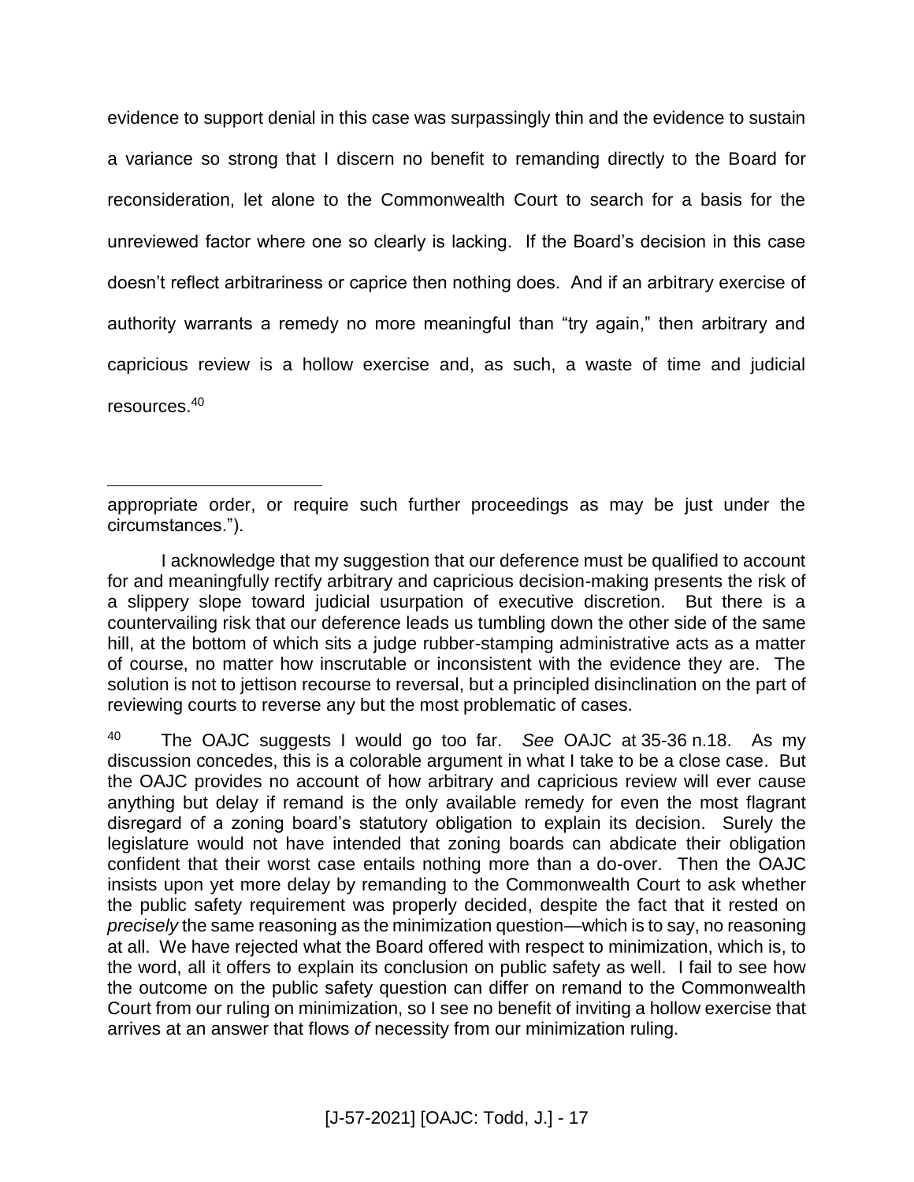evidence to support denial in this case was surpassingly thin and the evidence to sustain a variance so strong that I discern no benefit to remanding directly to the Board for reconsideration, let alone to the Commonwealth Court to search for a basis for the unreviewed factor where one so clearly is lacking. If the Board's decision in this case doesn't reflect arbitrariness or caprice then nothing does. And if an arbitrary exercise of authority warrants a remedy no more meaningful than "try again," then arbitrary and capricious review is a hollow exercise and, as such, a waste of time and judicial resources.[40]

---

appropriate order, or require such further proceedings as may be just under the circumstances.").

I acknowledge that my suggestion that our deference must be qualified to account for and meaningfully rectify arbitrary and capricious decision-making presents the risk of a slippery slope toward judicial usurpation of executive discretion. But there is a countervailing risk that our deference leads us tumbling down the other side of the same hill, at the bottom of which sits a judge rubber-stamping administrative acts as a matter of course, no matter how inscrutable or inconsistent with the evidence they are. The solution is not to jettison recourse to reversal, but a principled disinclination on the part of reviewing courts to reverse any but the most problematic of cases.

[40] The OAJC suggests I would go too far. *See* OAJC at 35-36 n.18. As my discussion concedes, this is a colorable argument in what I take to be a close case. But the OAJC provides no account of how arbitrary and capricious review will ever cause anything but delay if remand is the only available remedy for even the most flagrant disregard of a zoning board's statutory obligation to explain its decision. Surely the legislature would not have intended that zoning boards can abdicate their obligation confident that their worst case entails nothing more than a do-over. Then the OAJC insists upon yet more delay by remanding to the Commonwealth Court to ask whether the public safety requirement was properly decided, despite the fact that it rested on *precisely* the same reasoning as the minimization question—which is to say, no reasoning at all. We have rejected what the Board offered with respect to minimization, which is, to the word, all it offers to explain its conclusion on public safety as well. I fail to see how the outcome on the public safety question can differ on remand to the Commonwealth Court from our ruling on minimization, so I see no benefit of inviting a hollow exercise that arrives at an answer that flows *of* necessity from our minimization ruling.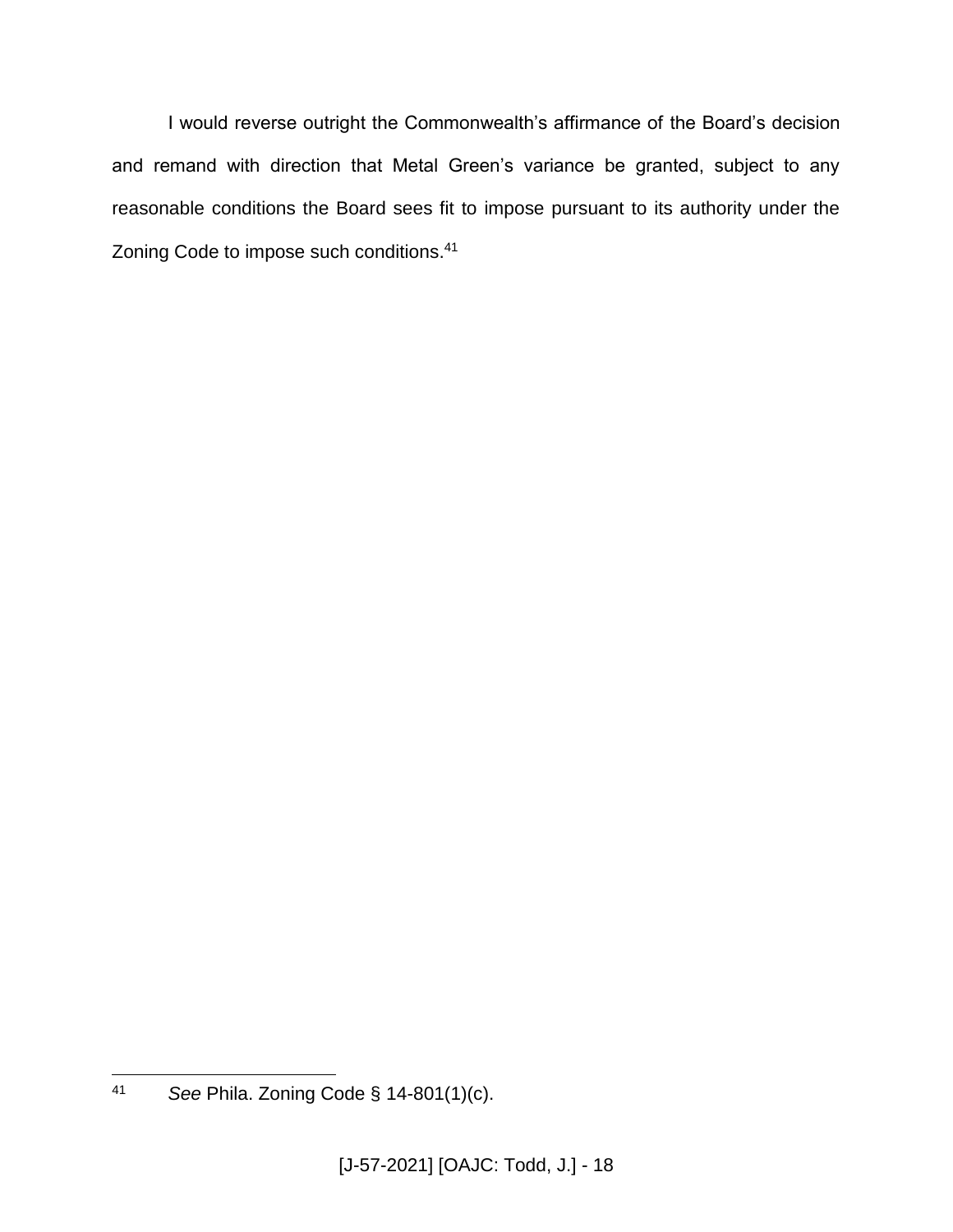I would reverse outright the Commonwealth's affirmance of the Board's decision and remand with direction that Metal Green's variance be granted, subject to any reasonable conditions the Board sees fit to impose pursuant to its authority under the Zoning Code to impose such conditions.[41]

---

[41] *See* Phila. Zoning Code § 14-801(1)(c).